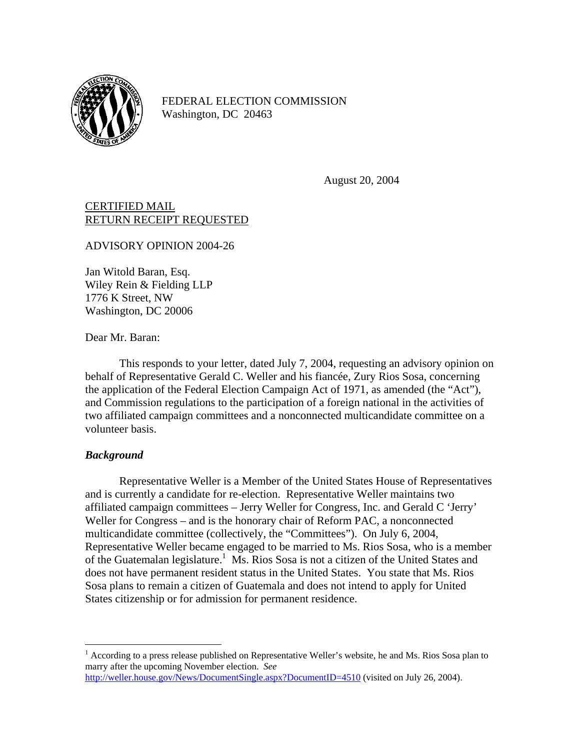FEDERAL ELECTION COMMISSION
Washington, DC 20463

August 20, 2004

CERTIFIED MAIL
RETURN RECEIPT REQUESTED

ADVISORY OPINION 2004-26

Jan Witold Baran, Esq.
Wiley Rein & Fielding LLP
1776 K Street, NW
Washington, DC 20006

Dear Mr. Baran:

This responds to your letter, dated July 7, 2004, requesting an advisory opinion on behalf of Representative Gerald C. Weller and his fiancée, Zury Rios Sosa, concerning the application of the Federal Election Campaign Act of 1971, as amended (the "Act"), and Commission regulations to the participation of a foreign national in the activities of two affiliated campaign committees and a nonconnected multicandidate committee on a volunteer basis.

***Background***

Representative Weller is a Member of the United States House of Representatives and is currently a candidate for re-election. Representative Weller maintains two affiliated campaign committees – Jerry Weller for Congress, Inc. and Gerald C 'Jerry' Weller for Congress – and is the honorary chair of Reform PAC, a nonconnected multicandidate committee (collectively, the "Committees"). On July 6, 2004, Representative Weller became engaged to be married to Ms. Rios Sosa, who is a member of the Guatemalan legislature.[1] Ms. Rios Sosa is not a citizen of the United States and does not have permanent resident status in the United States. You state that Ms. Rios Sosa plans to remain a citizen of Guatemala and does not intend to apply for United States citizenship or for admission for permanent residence.

---

[1] According to a press release published on Representative Weller's website, he and Ms. Rios Sosa plan to marry after the upcoming November election. *See* http://weller.house.gov/News/DocumentSingle.aspx?DocumentID=4510 (visited on July 26, 2004).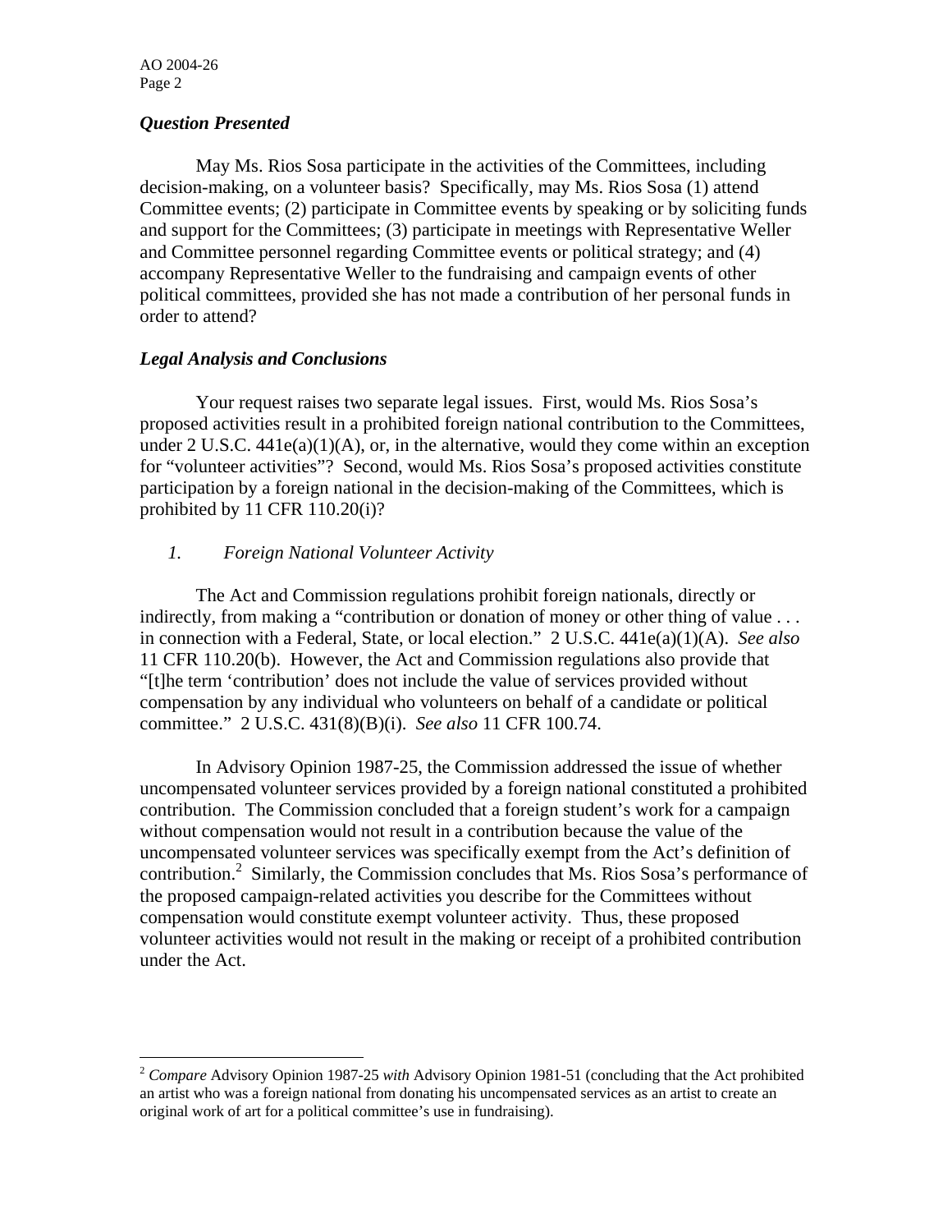### *Question Presented*

May Ms. Rios Sosa participate in the activities of the Committees, including decision-making, on a volunteer basis? Specifically, may Ms. Rios Sosa (1) attend Committee events; (2) participate in Committee events by speaking or by soliciting funds and support for the Committees; (3) participate in meetings with Representative Weller and Committee personnel regarding Committee events or political strategy; and (4) accompany Representative Weller to the fundraising and campaign events of other political committees, provided she has not made a contribution of her personal funds in order to attend?

### *Legal Analysis and Conclusions*

Your request raises two separate legal issues. First, would Ms. Rios Sosa's proposed activities result in a prohibited foreign national contribution to the Committees, under 2 U.S.C. 441e(a)(1)(A), or, in the alternative, would they come within an exception for "volunteer activities"? Second, would Ms. Rios Sosa's proposed activities constitute participation by a foreign national in the decision-making of the Committees, which is prohibited by 11 CFR 110.20(i)?

#### *1. Foreign National Volunteer Activity*

The Act and Commission regulations prohibit foreign nationals, directly or indirectly, from making a "contribution or donation of money or other thing of value . . . in connection with a Federal, State, or local election." 2 U.S.C. 441e(a)(1)(A). *See also* 11 CFR 110.20(b). However, the Act and Commission regulations also provide that "[t]he term 'contribution' does not include the value of services provided without compensation by any individual who volunteers on behalf of a candidate or political committee." 2 U.S.C. 431(8)(B)(i). *See also* 11 CFR 100.74.

In Advisory Opinion 1987-25, the Commission addressed the issue of whether uncompensated volunteer services provided by a foreign national constituted a prohibited contribution. The Commission concluded that a foreign student's work for a campaign without compensation would not result in a contribution because the value of the uncompensated volunteer services was specifically exempt from the Act's definition of contribution.[2] Similarly, the Commission concludes that Ms. Rios Sosa's performance of the proposed campaign-related activities you describe for the Committees without compensation would constitute exempt volunteer activity. Thus, these proposed volunteer activities would not result in the making or receipt of a prohibited contribution under the Act.

---

[2] *Compare* Advisory Opinion 1987-25 *with* Advisory Opinion 1981-51 (concluding that the Act prohibited an artist who was a foreign national from donating his uncompensated services as an artist to create an original work of art for a political committee's use in fundraising).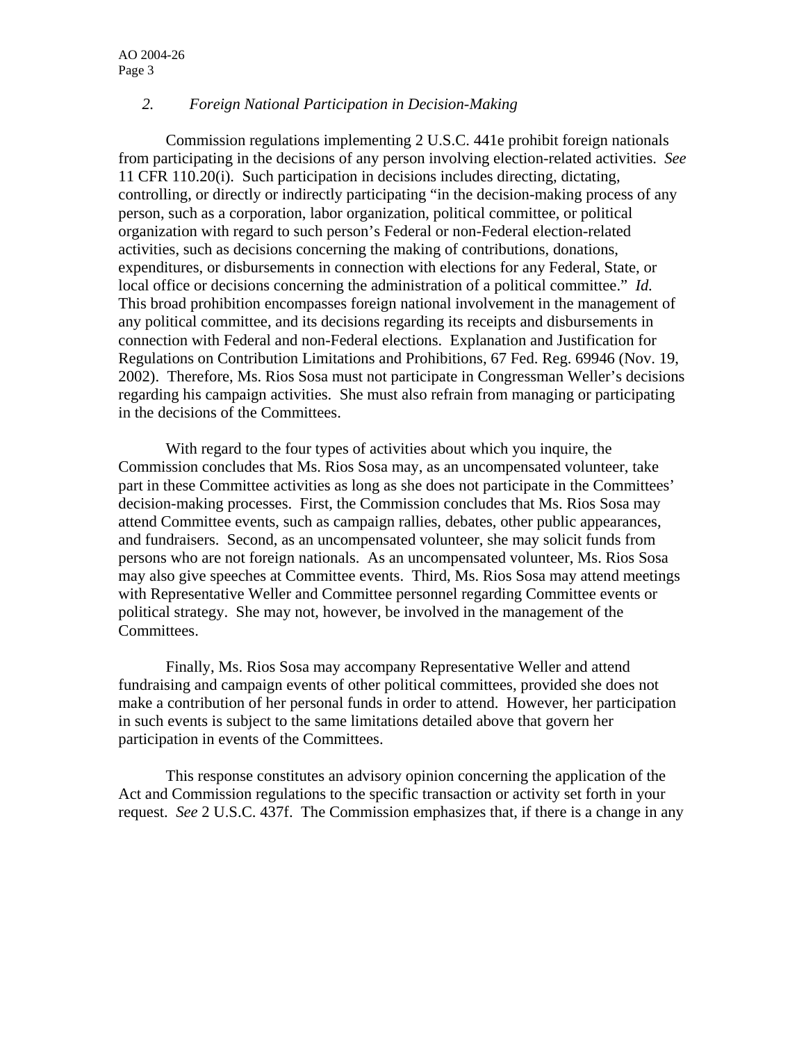*2. Foreign National Participation in Decision-Making*

Commission regulations implementing 2 U.S.C. 441e prohibit foreign nationals from participating in the decisions of any person involving election-related activities. *See* 11 CFR 110.20(i). Such participation in decisions includes directing, dictating, controlling, or directly or indirectly participating "in the decision-making process of any person, such as a corporation, labor organization, political committee, or political organization with regard to such person's Federal or non-Federal election-related activities, such as decisions concerning the making of contributions, donations, expenditures, or disbursements in connection with elections for any Federal, State, or local office or decisions concerning the administration of a political committee." *Id.* This broad prohibition encompasses foreign national involvement in the management of any political committee, and its decisions regarding its receipts and disbursements in connection with Federal and non-Federal elections. Explanation and Justification for Regulations on Contribution Limitations and Prohibitions, 67 Fed. Reg. 69946 (Nov. 19, 2002). Therefore, Ms. Rios Sosa must not participate in Congressman Weller's decisions regarding his campaign activities. She must also refrain from managing or participating in the decisions of the Committees.

With regard to the four types of activities about which you inquire, the Commission concludes that Ms. Rios Sosa may, as an uncompensated volunteer, take part in these Committee activities as long as she does not participate in the Committees' decision-making processes. First, the Commission concludes that Ms. Rios Sosa may attend Committee events, such as campaign rallies, debates, other public appearances, and fundraisers. Second, as an uncompensated volunteer, she may solicit funds from persons who are not foreign nationals. As an uncompensated volunteer, Ms. Rios Sosa may also give speeches at Committee events. Third, Ms. Rios Sosa may attend meetings with Representative Weller and Committee personnel regarding Committee events or political strategy. She may not, however, be involved in the management of the Committees.

Finally, Ms. Rios Sosa may accompany Representative Weller and attend fundraising and campaign events of other political committees, provided she does not make a contribution of her personal funds in order to attend. However, her participation in such events is subject to the same limitations detailed above that govern her participation in events of the Committees.

This response constitutes an advisory opinion concerning the application of the Act and Commission regulations to the specific transaction or activity set forth in your request. *See* 2 U.S.C. 437f. The Commission emphasizes that, if there is a change in any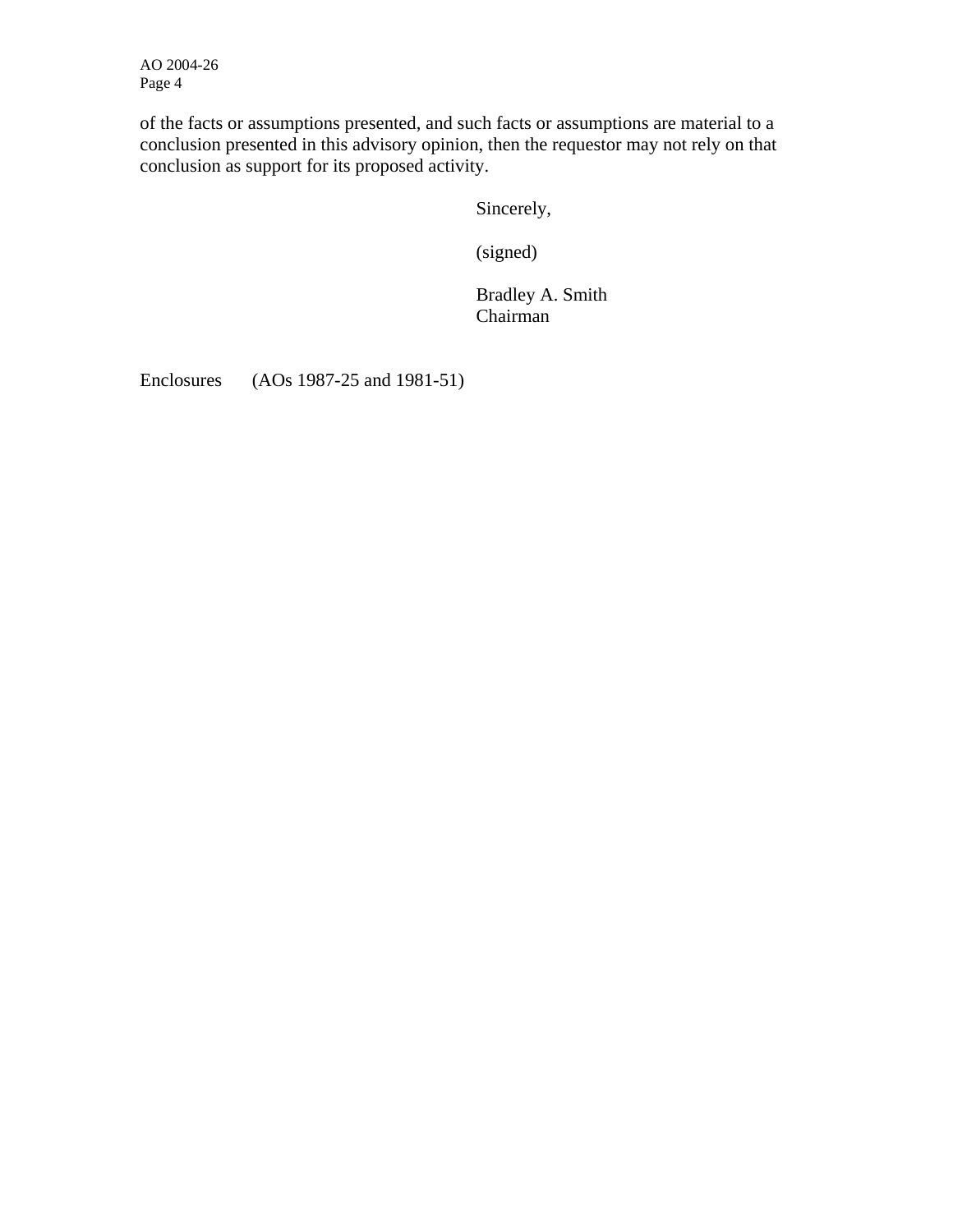of the facts or assumptions presented, and such facts or assumptions are material to a conclusion presented in this advisory opinion, then the requestor may not rely on that conclusion as support for its proposed activity.

Sincerely,

(signed)

Bradley A. Smith
Chairman

Enclosures (AOs 1987-25 and 1981-51)